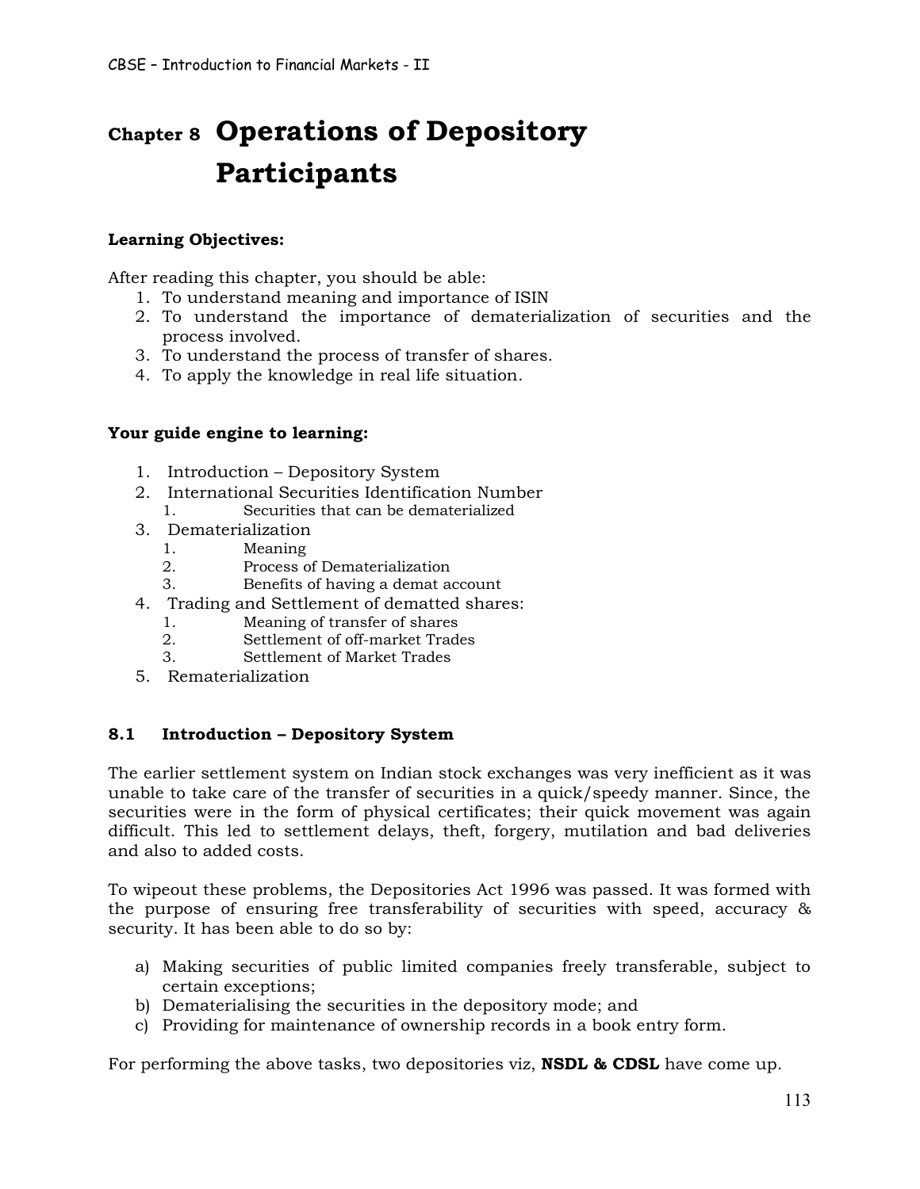# Chapter 8 Operations of Depository Participants

**Learning Objectives:**

After reading this chapter, you should be able:

1. To understand meaning and importance of ISIN
2. To understand the importance of dematerialization of securities and the process involved.
3. To understand the process of transfer of shares.
4. To apply the knowledge in real life situation.

**Your guide engine to learning:**

1. Introduction – Depository System
2. International Securities Identification Number
    1. Securities that can be dematerialized
3. Dematerialization
    1. Meaning
    2. Process of Dematerialization
    3. Benefits of having a demat account
4. Trading and Settlement of dematted shares:
    1. Meaning of transfer of shares
    2. Settlement of off-market Trades
    3. Settlement of Market Trades
5. Rematerialization

## 8.1 Introduction – Depository System

The earlier settlement system on Indian stock exchanges was very inefficient as it was unable to take care of the transfer of securities in a quick/speedy manner. Since, the securities were in the form of physical certificates; their quick movement was again difficult. This led to settlement delays, theft, forgery, mutilation and bad deliveries and also to added costs.

To wipeout these problems, the Depositories Act 1996 was passed. It was formed with the purpose of ensuring free transferability of securities with speed, accuracy & security. It has been able to do so by:

a) Making securities of public limited companies freely transferable, subject to certain exceptions;
b) Dematerialising the securities in the depository mode; and
c) Providing for maintenance of ownership records in a book entry form.

For performing the above tasks, two depositories viz, **NSDL & CDSL** have come up.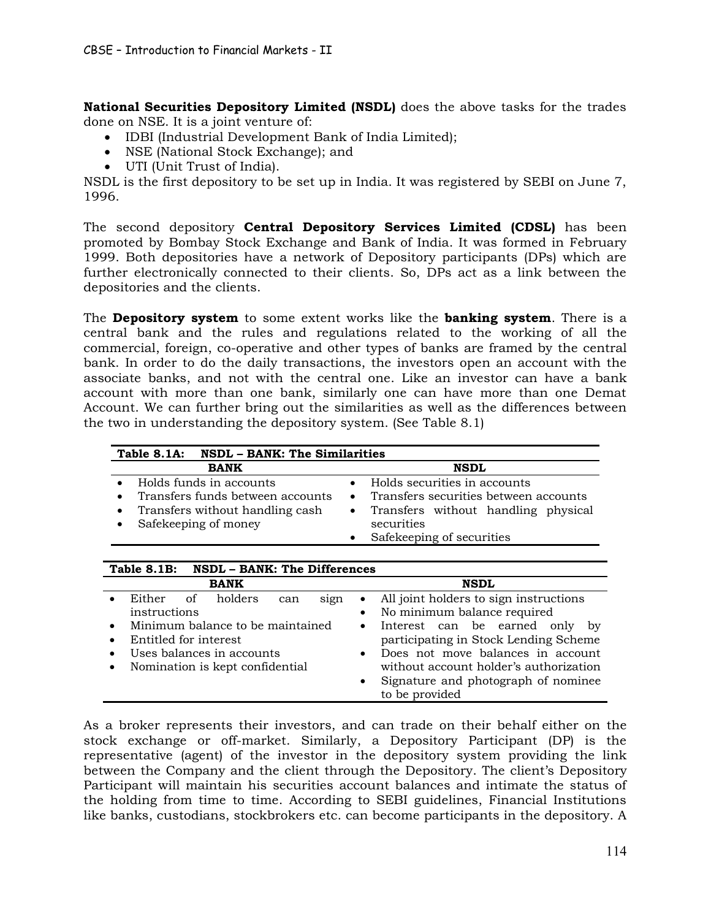**National Securities Depository Limited (NSDL)** does the above tasks for the trades done on NSE. It is a joint venture of:

- IDBI (Industrial Development Bank of India Limited);
- NSE (National Stock Exchange); and
- UTI (Unit Trust of India).

NSDL is the first depository to be set up in India. It was registered by SEBI on June 7, 1996.

The second depository **Central Depository Services Limited (CDSL)** has been promoted by Bombay Stock Exchange and Bank of India. It was formed in February 1999. Both depositories have a network of Depository participants (DPs) which are further electronically connected to their clients. So, DPs act as a link between the depositories and the clients.

The **Depository system** to some extent works like the **banking system**. There is a central bank and the rules and regulations related to the working of all the commercial, foreign, co-operative and other types of banks are framed by the central bank. In order to do the daily transactions, the investors open an account with the associate banks, and not with the central one. Like an investor can have a bank account with more than one bank, similarly one can have more than one Demat Account. We can further bring out the similarities as well as the differences between the two in understanding the depository system. (See Table 8.1)

**Table 8.1A: NSDL – BANK: The Similarities**

| BANK | NSDL |
|---|---|
| • Holds funds in accounts | • Holds securities in accounts |
| • Transfers funds between accounts | • Transfers securities between accounts |
| • Transfers without handling cash | • Transfers without handling physical securities |
| • Safekeeping of money | • Safekeeping of securities |

**Table 8.1B: NSDL – BANK: The Differences**

| BANK | NSDL |
|---|---|
| • Either of holders can sign instructions | • All joint holders to sign instructions |
| • Minimum balance to be maintained | • No minimum balance required |
| • Entitled for interest | • Interest can be earned only by participating in Stock Lending Scheme |
| • Uses balances in accounts | • Does not move balances in account without account holder's authorization |
| • Nomination is kept confidential | • Signature and photograph of nominee to be provided |

As a broker represents their investors, and can trade on their behalf either on the stock exchange or off-market. Similarly, a Depository Participant (DP) is the representative (agent) of the investor in the depository system providing the link between the Company and the client through the Depository. The client's Depository Participant will maintain his securities account balances and intimate the status of the holding from time to time. According to SEBI guidelines, Financial Institutions like banks, custodians, stockbrokers etc. can become participants in the depository. A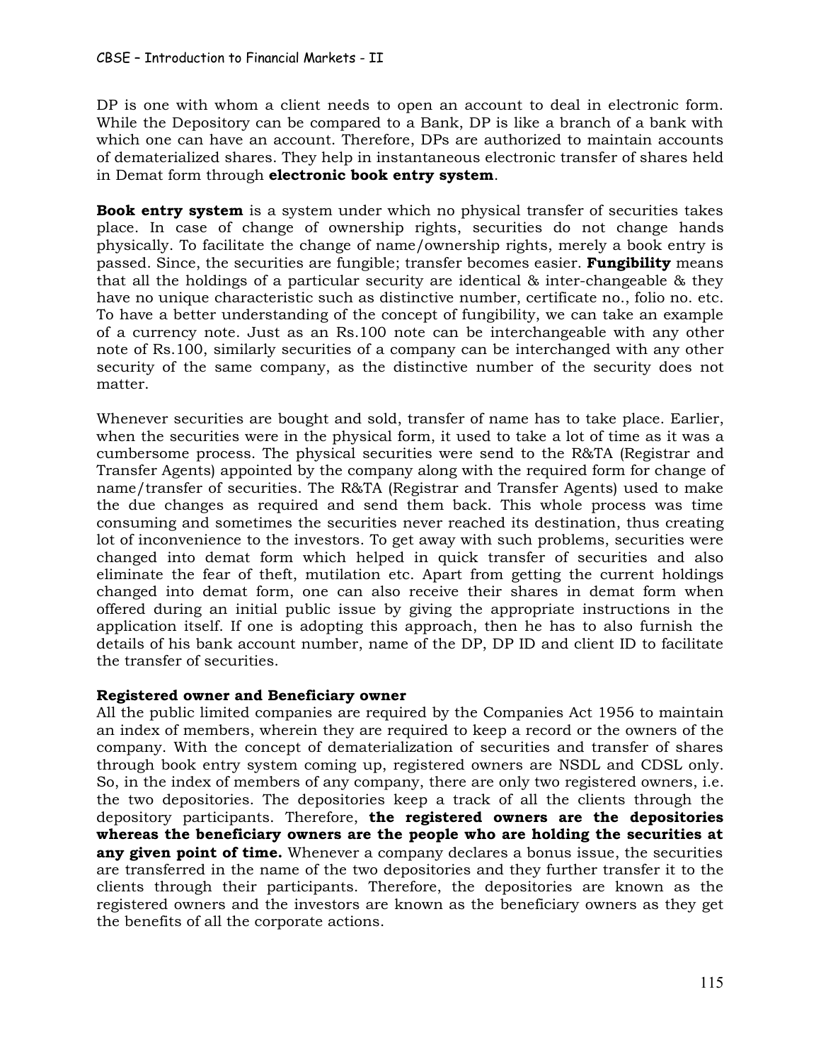DP is one with whom a client needs to open an account to deal in electronic form. While the Depository can be compared to a Bank, DP is like a branch of a bank with which one can have an account. Therefore, DPs are authorized to maintain accounts of dematerialized shares. They help in instantaneous electronic transfer of shares held in Demat form through **electronic book entry system**.

**Book entry system** is a system under which no physical transfer of securities takes place. In case of change of ownership rights, securities do not change hands physically. To facilitate the change of name/ownership rights, merely a book entry is passed. Since, the securities are fungible; transfer becomes easier. **Fungibility** means that all the holdings of a particular security are identical & inter-changeable & they have no unique characteristic such as distinctive number, certificate no., folio no. etc. To have a better understanding of the concept of fungibility, we can take an example of a currency note. Just as an Rs.100 note can be interchangeable with any other note of Rs.100, similarly securities of a company can be interchanged with any other security of the same company, as the distinctive number of the security does not matter.

Whenever securities are bought and sold, transfer of name has to take place. Earlier, when the securities were in the physical form, it used to take a lot of time as it was a cumbersome process. The physical securities were send to the R&TA (Registrar and Transfer Agents) appointed by the company along with the required form for change of name/transfer of securities. The R&TA (Registrar and Transfer Agents) used to make the due changes as required and send them back. This whole process was time consuming and sometimes the securities never reached its destination, thus creating lot of inconvenience to the investors. To get away with such problems, securities were changed into demat form which helped in quick transfer of securities and also eliminate the fear of theft, mutilation etc. Apart from getting the current holdings changed into demat form, one can also receive their shares in demat form when offered during an initial public issue by giving the appropriate instructions in the application itself. If one is adopting this approach, then he has to also furnish the details of his bank account number, name of the DP, DP ID and client ID to facilitate the transfer of securities.

**Registered owner and Beneficiary owner**

All the public limited companies are required by the Companies Act 1956 to maintain an index of members, wherein they are required to keep a record or the owners of the company. With the concept of dematerialization of securities and transfer of shares through book entry system coming up, registered owners are NSDL and CDSL only. So, in the index of members of any company, there are only two registered owners, i.e. the two depositories. The depositories keep a track of all the clients through the depository participants. Therefore, **the registered owners are the depositories whereas the beneficiary owners are the people who are holding the securities at any given point of time.** Whenever a company declares a bonus issue, the securities are transferred in the name of the two depositories and they further transfer it to the clients through their participants. Therefore, the depositories are known as the registered owners and the investors are known as the beneficiary owners as they get the benefits of all the corporate actions.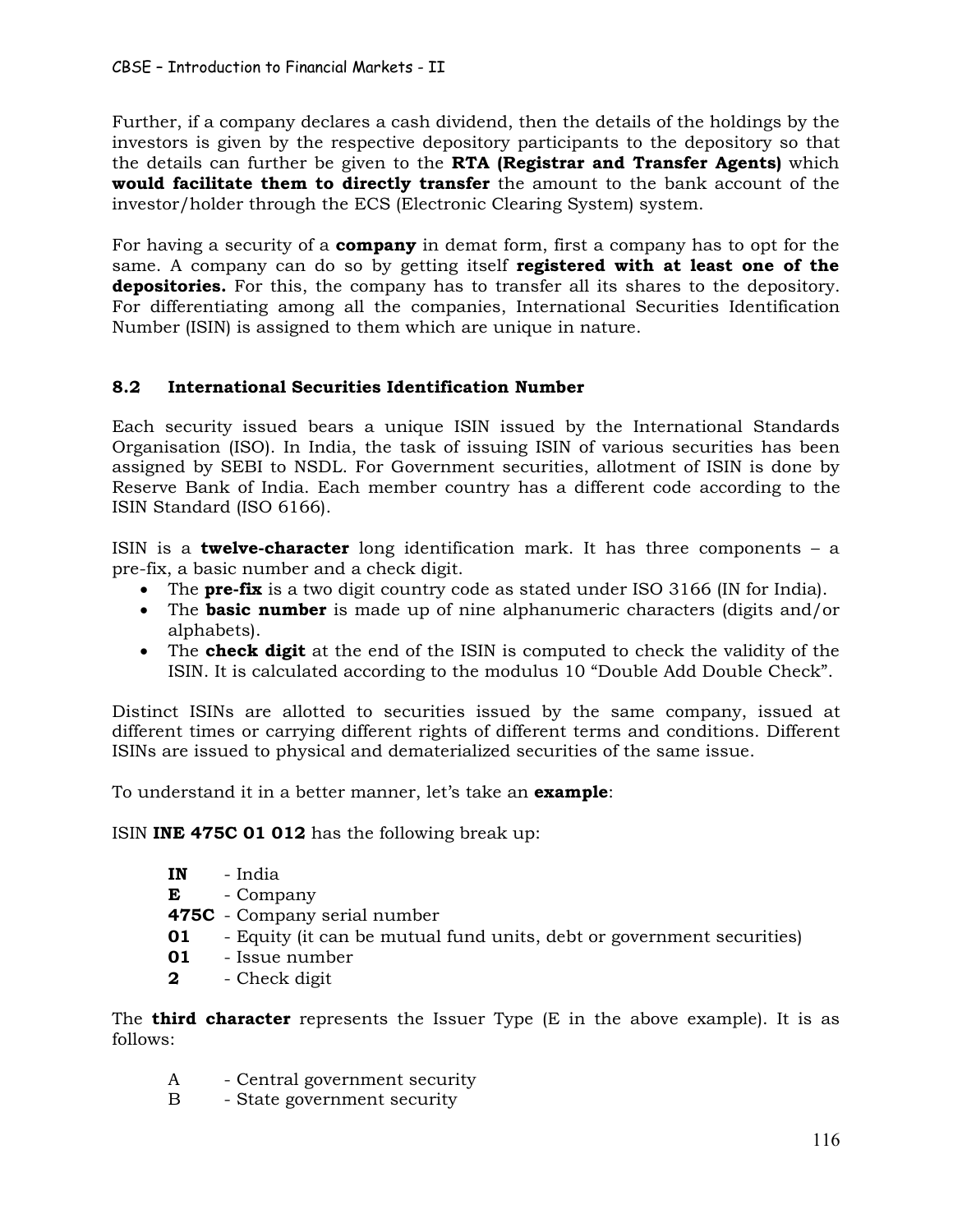Further, if a company declares a cash dividend, then the details of the holdings by the investors is given by the respective depository participants to the depository so that the details can further be given to the **RTA (Registrar and Transfer Agents)** which **would facilitate them to directly transfer** the amount to the bank account of the investor/holder through the ECS (Electronic Clearing System) system.

For having a security of a **company** in demat form, first a company has to opt for the same. A company can do so by getting itself **registered with at least one of the depositories.** For this, the company has to transfer all its shares to the depository. For differentiating among all the companies, International Securities Identification Number (ISIN) is assigned to them which are unique in nature.

### 8.2 International Securities Identification Number

Each security issued bears a unique ISIN issued by the International Standards Organisation (ISO). In India, the task of issuing ISIN of various securities has been assigned by SEBI to NSDL. For Government securities, allotment of ISIN is done by Reserve Bank of India. Each member country has a different code according to the ISIN Standard (ISO 6166).

ISIN is a **twelve-character** long identification mark. It has three components – a pre-fix, a basic number and a check digit.

- The **pre-fix** is a two digit country code as stated under ISO 3166 (IN for India).
- The **basic number** is made up of nine alphanumeric characters (digits and/or alphabets).
- The **check digit** at the end of the ISIN is computed to check the validity of the ISIN. It is calculated according to the modulus 10 "Double Add Double Check".

Distinct ISINs are allotted to securities issued by the same company, issued at different times or carrying different rights of different terms and conditions. Different ISINs are issued to physical and dematerialized securities of the same issue.

To understand it in a better manner, let's take an **example**:

ISIN **INE 475C 01 012** has the following break up:

**IN** - India
**E** - Company
**475C** - Company serial number
**01** - Equity (it can be mutual fund units, debt or government securities)
**01** - Issue number
**2** - Check digit

The **third character** represents the Issuer Type (E in the above example). It is as follows:

A - Central government security
B - State government security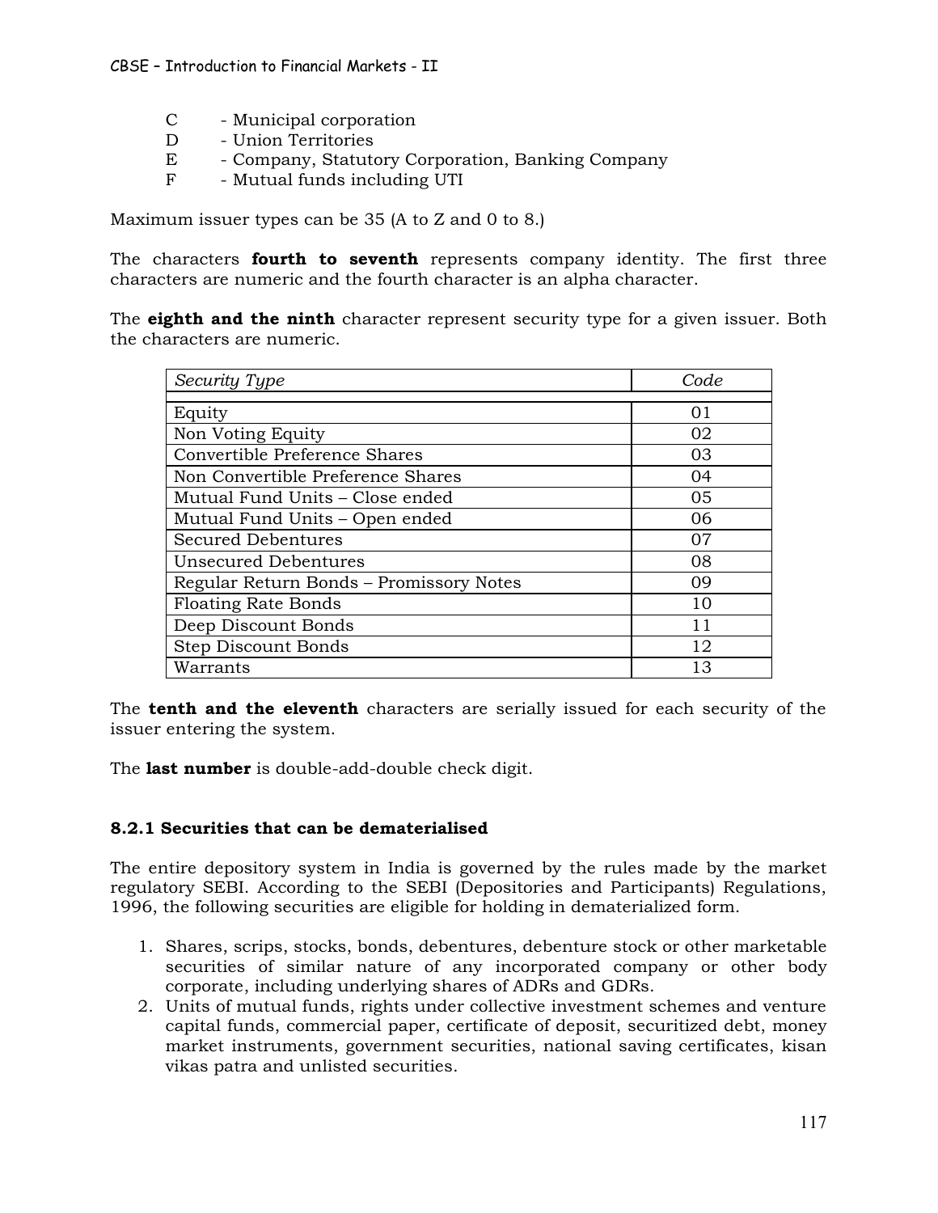C - Municipal corporation
D - Union Territories
E - Company, Statutory Corporation, Banking Company
F - Mutual funds including UTI

Maximum issuer types can be 35 (A to Z and 0 to 8.)

The characters **fourth to seventh** represents company identity. The first three characters are numeric and the fourth character is an alpha character.

The **eighth and the ninth** character represent security type for a given issuer. Both the characters are numeric.

| *Security Type* | *Code* |
|---|---|
| Equity | 01 |
| Non Voting Equity | 02 |
| Convertible Preference Shares | 03 |
| Non Convertible Preference Shares | 04 |
| Mutual Fund Units – Close ended | 05 |
| Mutual Fund Units – Open ended | 06 |
| Secured Debentures | 07 |
| Unsecured Debentures | 08 |
| Regular Return Bonds – Promissory Notes | 09 |
| Floating Rate Bonds | 10 |
| Deep Discount Bonds | 11 |
| Step Discount Bonds | 12 |
| Warrants | 13 |

The **tenth and the eleventh** characters are serially issued for each security of the issuer entering the system.

The **last number** is double-add-double check digit.

### 8.2.1 Securities that can be dematerialised

The entire depository system in India is governed by the rules made by the market regulatory SEBI. According to the SEBI (Depositories and Participants) Regulations, 1996, the following securities are eligible for holding in dematerialized form.

1. Shares, scrips, stocks, bonds, debentures, debenture stock or other marketable securities of similar nature of any incorporated company or other body corporate, including underlying shares of ADRs and GDRs.
2. Units of mutual funds, rights under collective investment schemes and venture capital funds, commercial paper, certificate of deposit, securitized debt, money market instruments, government securities, national saving certificates, kisan vikas patra and unlisted securities.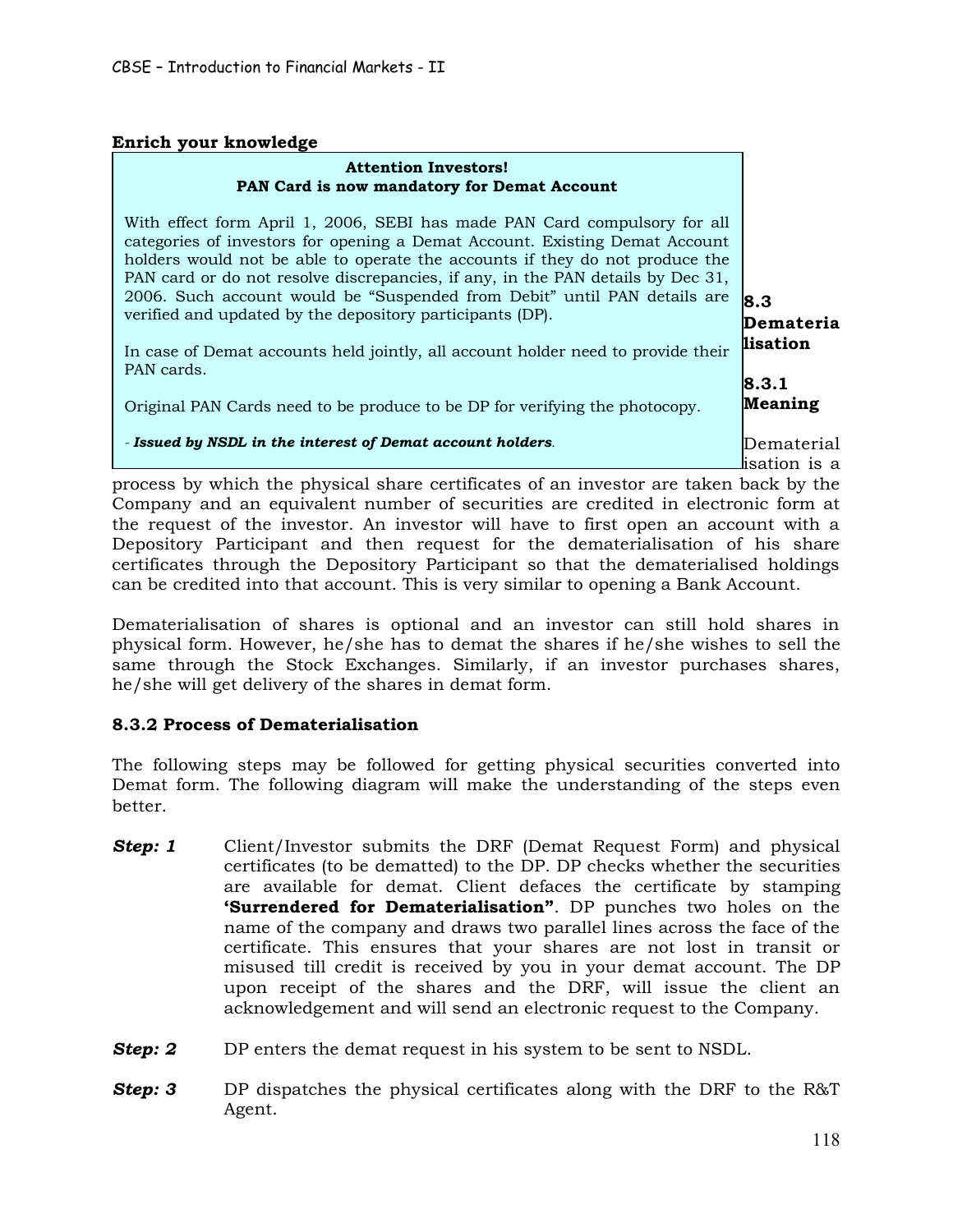**Enrich your knowledge**

> **Attention Investors!**
> **PAN Card is now mandatory for Demat Account**
>
> With effect form April 1, 2006, SEBI has made PAN Card compulsory for all categories of investors for opening a Demat Account. Existing Demat Account holders would not be able to operate the accounts if they do not produce the PAN card or do not resolve discrepancies, if any, in the PAN details by Dec 31, 2006. Such account would be "Suspended from Debit" until PAN details are verified and updated by the depository participants (DP).
>
> In case of Demat accounts held jointly, all account holder need to provide their PAN cards.
>
> Original PAN Cards need to be produce to be DP for verifying the photocopy.
>
> - ***Issued by NSDL in the interest of Demat account holders***.

## 8.3 Dematerialisation

### 8.3.1 Meaning

Dematerialisation is a process by which the physical share certificates of an investor are taken back by the Company and an equivalent number of securities are credited in electronic form at the request of the investor. An investor will have to first open an account with a Depository Participant and then request for the dematerialisation of his share certificates through the Depository Participant so that the dematerialised holdings can be credited into that account. This is very similar to opening a Bank Account.

Dematerialisation of shares is optional and an investor can still hold shares in physical form. However, he/she has to demat the shares if he/she wishes to sell the same through the Stock Exchanges. Similarly, if an investor purchases shares, he/she will get delivery of the shares in demat form.

### 8.3.2 Process of Dematerialisation

The following steps may be followed for getting physical securities converted into Demat form. The following diagram will make the understanding of the steps even better.

***Step: 1*** Client/Investor submits the DRF (Demat Request Form) and physical certificates (to be dematted) to the DP. DP checks whether the securities are available for demat. Client defaces the certificate by stamping **'Surrendered for Dematerialisation"**. DP punches two holes on the name of the company and draws two parallel lines across the face of the certificate. This ensures that your shares are not lost in transit or misused till credit is received by you in your demat account. The DP upon receipt of the shares and the DRF, will issue the client an acknowledgement and will send an electronic request to the Company.

***Step: 2*** DP enters the demat request in his system to be sent to NSDL.

***Step: 3*** DP dispatches the physical certificates along with the DRF to the R&T Agent.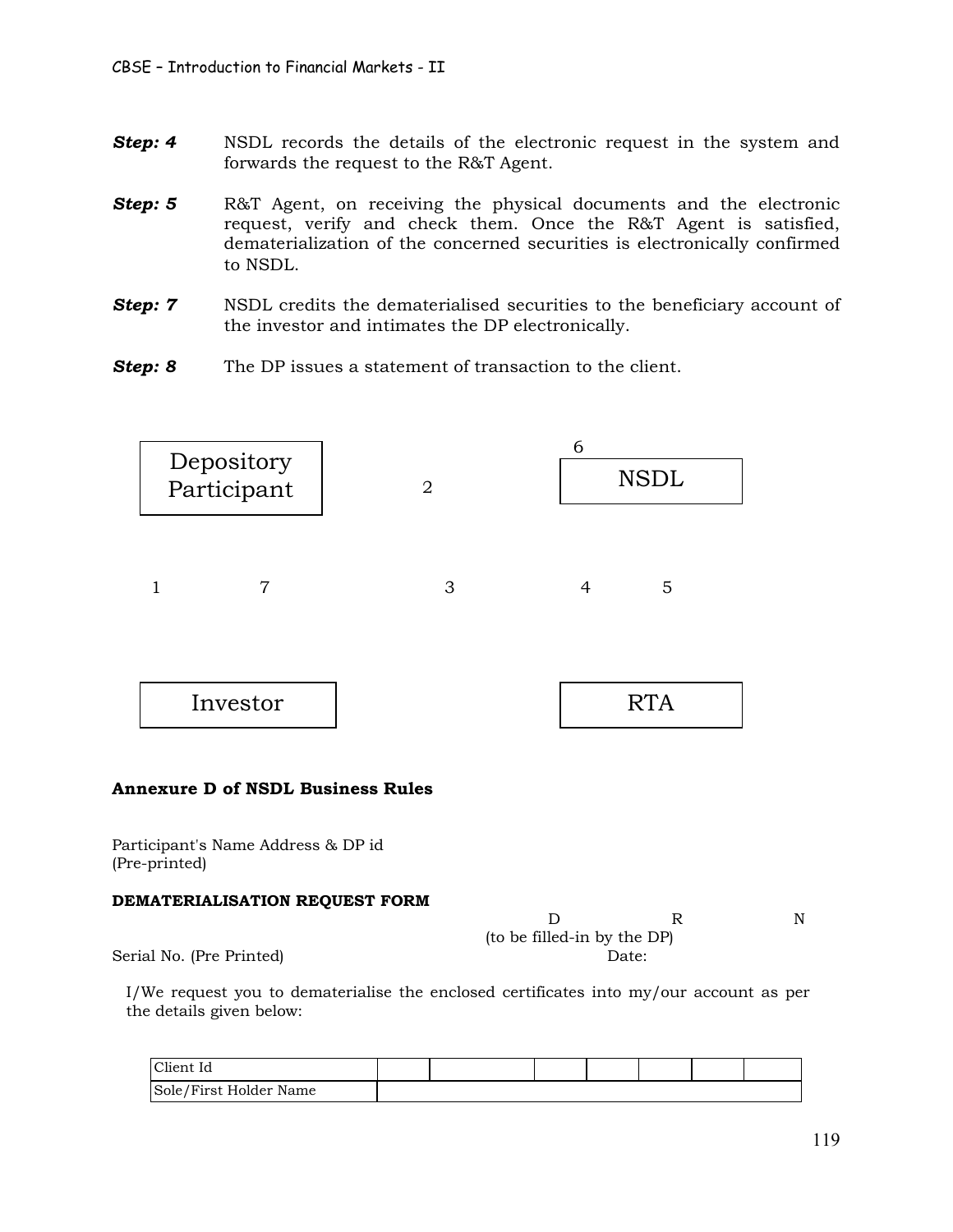***Step: 4*** NSDL records the details of the electronic request in the system and forwards the request to the R&T Agent.

***Step: 5*** R&T Agent, on receiving the physical documents and the electronic request, verify and check them. Once the R&T Agent is satisfied, dematerialization of the concerned securities is electronically confirmed to NSDL.

***Step: 7*** NSDL credits the dematerialised securities to the beneficiary account of the investor and intimates the DP electronically.

***Step: 8*** The DP issues a statement of transaction to the client.

Depository Participant                2                6 NSDL

1        7                3                4        5

Investor                                        RTA

**Annexure D of NSDL Business Rules**

Participant's Name Address & DP id
(Pre-printed)

**DEMATERIALISATION REQUEST FORM**

D R N
(to be filled-in by the DP)

Serial No. (Pre Printed) Date:

I/We request you to dematerialise the enclosed certificates into my/our account as per the details given below:

| Client Id | | | | | | | |
|---|---|---|---|---|---|---|---|
| Sole/First Holder Name | | | | | | | |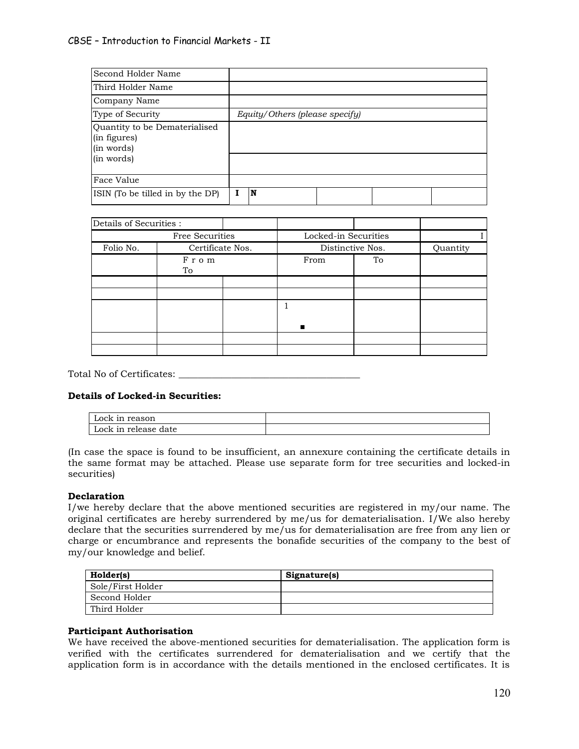| | |
|---|---|
| Second Holder Name | |
| Third Holder Name | |
| Company Name | |
| Type of Security | *Equity/Others (please specify)* |
| Quantity to be Dematerialised (in figures) (in words) (in words) | |
| Face Value | |
| ISIN (To be tilled in by the DP) | I N |

| Details of Securities : | | | | | |
|---|---|---|---|---|---|
| Free Securities | | | Locked-in Securities | | I |
| Folio No. | Certificate Nos. | | Distinctive Nos. | | Quantity |
| | From To | | From | To | |
| | | | | | |
| | | | | | |
| | | | 1 ■ | | |
| | | | | | |
| | | | | | |

Total No of Certificates: ________________________________

**Details of Locked-in Securities:**

| | |
|---|---|
| Lock in reason | |
| Lock in release date | |

(In case the space is found to be insufficient, an annexure containing the certificate details in the same format may be attached. Please use separate form for tree securities and locked-in securities)

**Declaration**
I/we hereby declare that the above mentioned securities are registered in my/our name. The original certificates are hereby surrendered by me/us for dematerialisation. I/We also hereby declare that the securities surrendered by me/us for dematerialisation are free from any lien or charge or encumbrance and represents the bonafide securities of the company to the best of my/our knowledge and belief.

| Holder(s) | Signature(s) |
|---|---|
| Sole/First Holder | |
| Second Holder | |
| Third Holder | |

**Participant Authorisation**
We have received the above-mentioned securities for dematerialisation. The application form is verified with the certificates surrendered for dematerialisation and we certify that the application form is in accordance with the details mentioned in the enclosed certificates. It is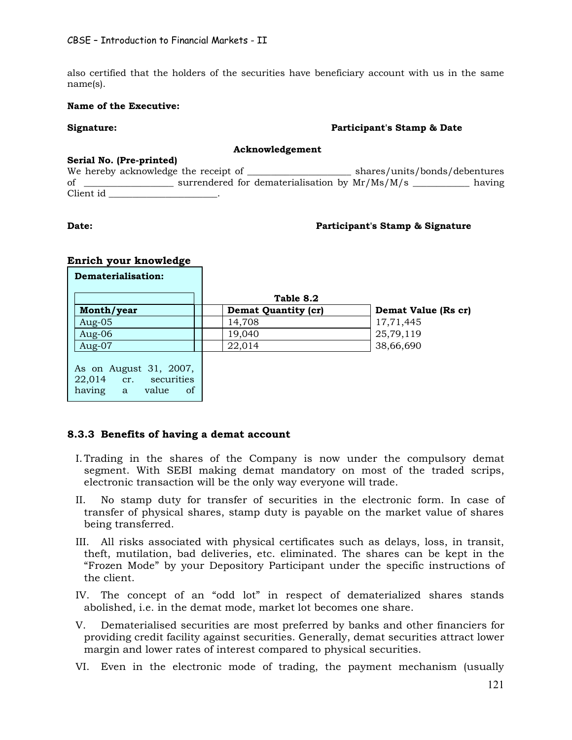also certified that the holders of the securities have beneficiary account with us in the same name(s).

**Name of the Executive:**

**Signature:** **Participant's Stamp & Date**

**Acknowledgement**

**Serial No. (Pre-printed)**

We hereby acknowledge the receipt of _____________________ shares/units/bonds/debentures of __________________ surrendered for dematerialisation by Mr/Ms/M/s ___________ having Client id ______________________.

**Date:** **Participant's Stamp & Signature**

### Enrich your knowledge

**Dematerialisation:**

Table 8.2

| Month/year | Demat Quantity (cr) | Demat Value (Rs cr) |
|---|---|---|
| Aug-05 | 14,708 | 17,71,445 |
| Aug-06 | 19,040 | 25,79,119 |
| Aug-07 | 22,014 | 38,66,690 |

As on August 31, 2007, 22,014 cr. securities having a value of

### 8.3.3 Benefits of having a demat account

I. Trading in the shares of the Company is now under the compulsory demat segment. With SEBI making demat mandatory on most of the traded scrips, electronic transaction will be the only way everyone will trade.

II. No stamp duty for transfer of securities in the electronic form. In case of transfer of physical shares, stamp duty is payable on the market value of shares being transferred.

III. All risks associated with physical certificates such as delays, loss, in transit, theft, mutilation, bad deliveries, etc. eliminated. The shares can be kept in the "Frozen Mode" by your Depository Participant under the specific instructions of the client.

IV. The concept of an "odd lot" in respect of dematerialized shares stands abolished, i.e. in the demat mode, market lot becomes one share.

V. Dematerialised securities are most preferred by banks and other financiers for providing credit facility against securities. Generally, demat securities attract lower margin and lower rates of interest compared to physical securities.

VI. Even in the electronic mode of trading, the payment mechanism (usually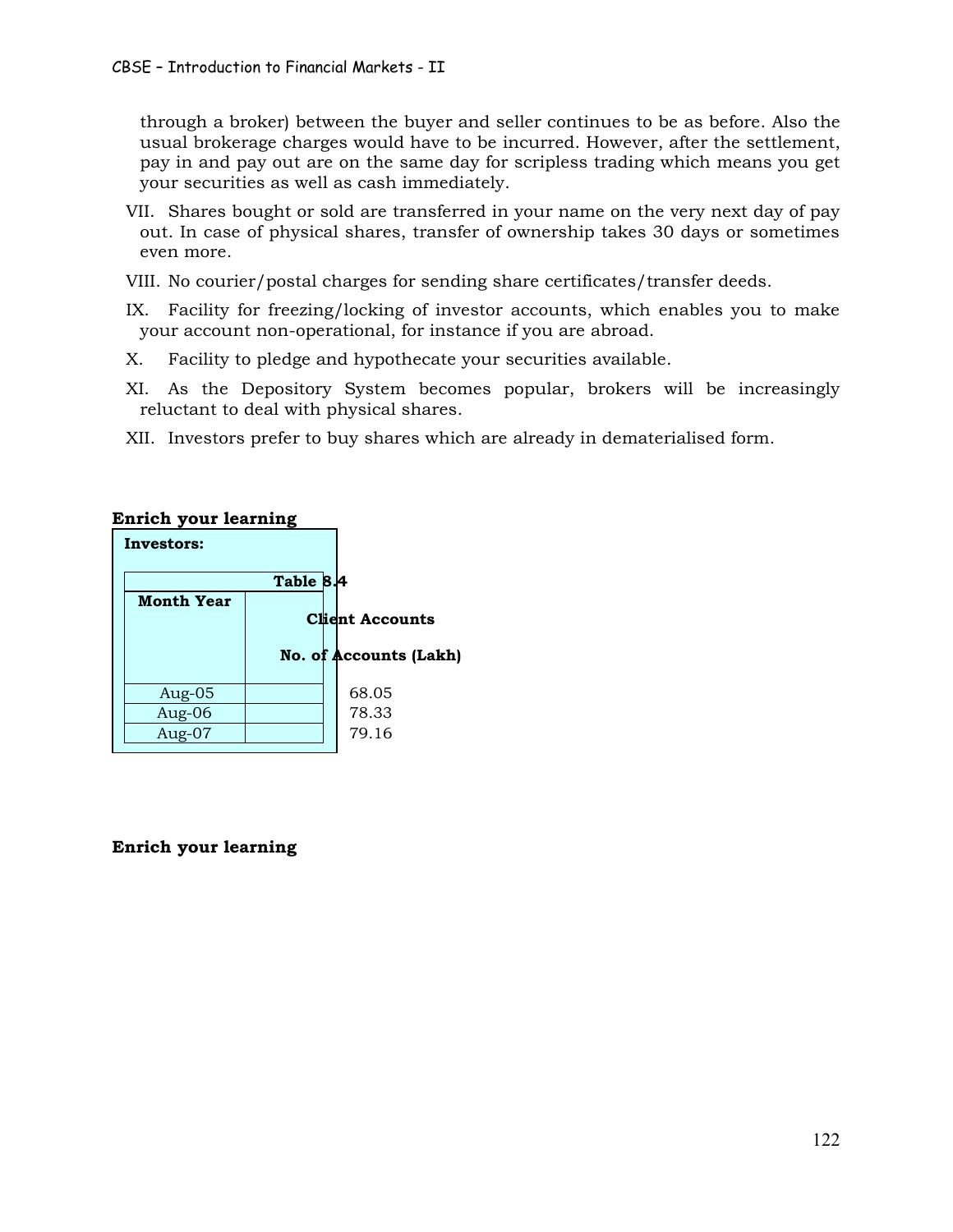through a broker) between the buyer and seller continues to be as before. Also the usual brokerage charges would have to be incurred. However, after the settlement, pay in and pay out are on the same day for scripless trading which means you get your securities as well as cash immediately.

VII. Shares bought or sold are transferred in your name on the very next day of pay out. In case of physical shares, transfer of ownership takes 30 days or sometimes even more.

VIII. No courier/postal charges for sending share certificates/transfer deeds.

IX. Facility for freezing/locking of investor accounts, which enables you to make your account non-operational, for instance if you are abroad.

X. Facility to pledge and hypothecate your securities available.

XI. As the Depository System becomes popular, brokers will be increasingly reluctant to deal with physical shares.

XII. Investors prefer to buy shares which are already in dematerialised form.

**Enrich your learning**

**Investors:**

**Table 8.4**

| Month Year | Client Accounts No. of Accounts (Lakh) |
|---|---|
| Aug-05 | 68.05 |
| Aug-06 | 78.33 |
| Aug-07 | 79.16 |

**Enrich your learning**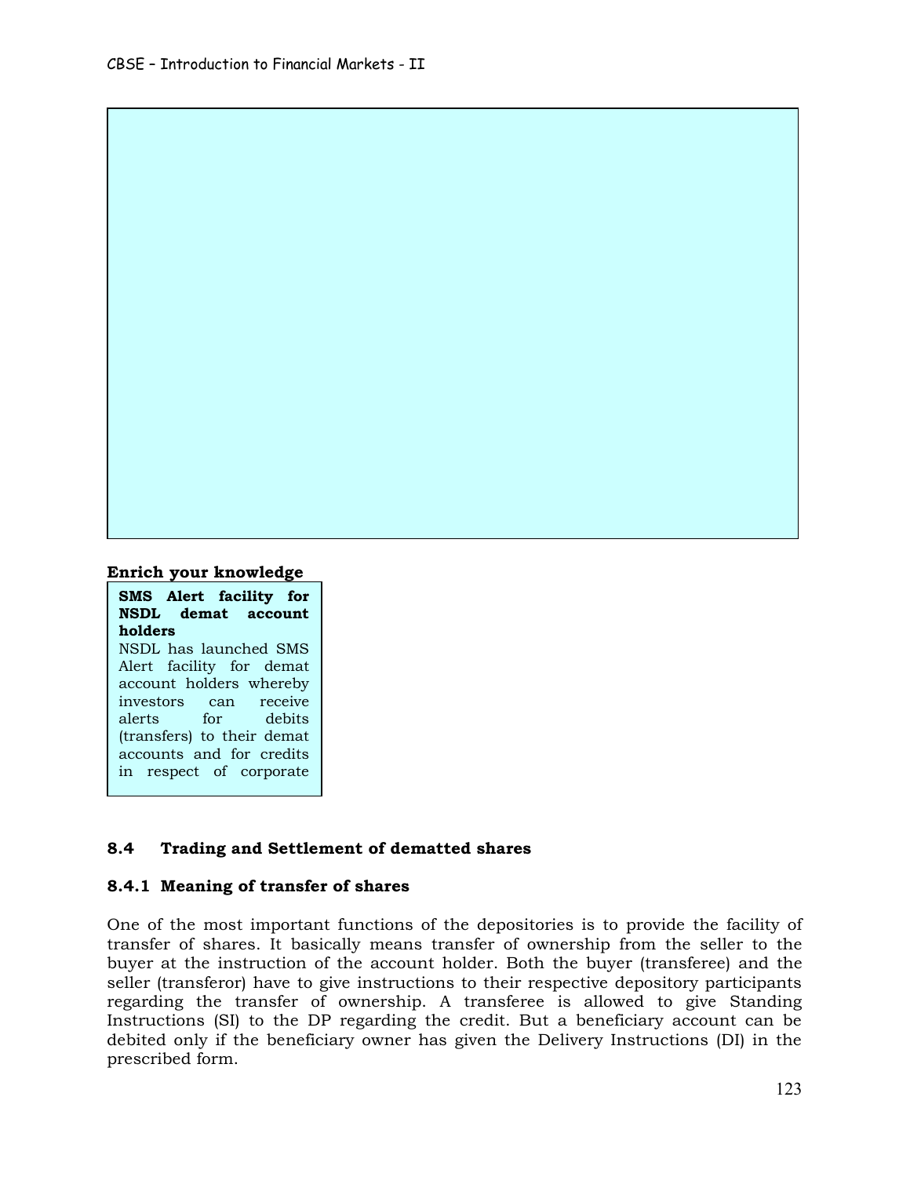**Enrich your knowledge**

**SMS Alert facility for NSDL demat account holders**

NSDL has launched SMS Alert facility for demat account holders whereby investors can receive alerts for debits (transfers) to their demat accounts and for credits in respect of corporate

### 8.4 Trading and Settlement of dematted shares

#### 8.4.1 Meaning of transfer of shares

One of the most important functions of the depositories is to provide the facility of transfer of shares. It basically means transfer of ownership from the seller to the buyer at the instruction of the account holder. Both the buyer (transferee) and the seller (transferor) have to give instructions to their respective depository participants regarding the transfer of ownership. A transferee is allowed to give Standing Instructions (SI) to the DP regarding the credit. But a beneficiary account can be debited only if the beneficiary owner has given the Delivery Instructions (DI) in the prescribed form.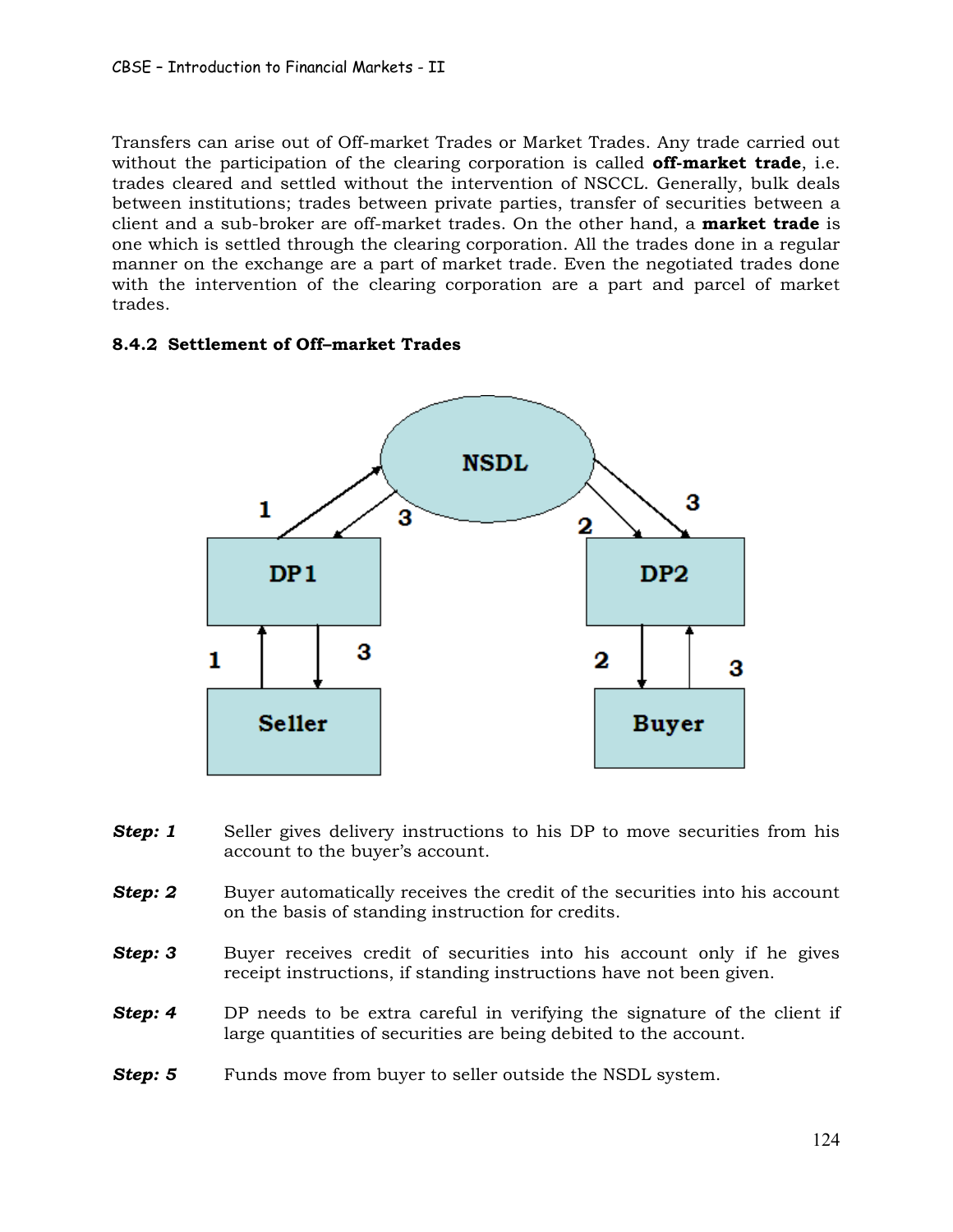Transfers can arise out of Off-market Trades or Market Trades. Any trade carried out without the participation of the clearing corporation is called **off-market trade**, i.e. trades cleared and settled without the intervention of NSCCL. Generally, bulk deals between institutions; trades between private parties, transfer of securities between a client and a sub-broker are off-market trades. On the other hand, a **market trade** is one which is settled through the clearing corporation. All the trades done in a regular manner on the exchange are a part of market trade. Even the negotiated trades done with the intervention of the clearing corporation are a part and parcel of market trades.

### 8.4.2 Settlement of Off–market Trades

***Step: 1*** Seller gives delivery instructions to his DP to move securities from his account to the buyer's account.

***Step: 2*** Buyer automatically receives the credit of the securities into his account on the basis of standing instruction for credits.

***Step: 3*** Buyer receives credit of securities into his account only if he gives receipt instructions, if standing instructions have not been given.

***Step: 4*** DP needs to be extra careful in verifying the signature of the client if large quantities of securities are being debited to the account.

***Step: 5*** Funds move from buyer to seller outside the NSDL system.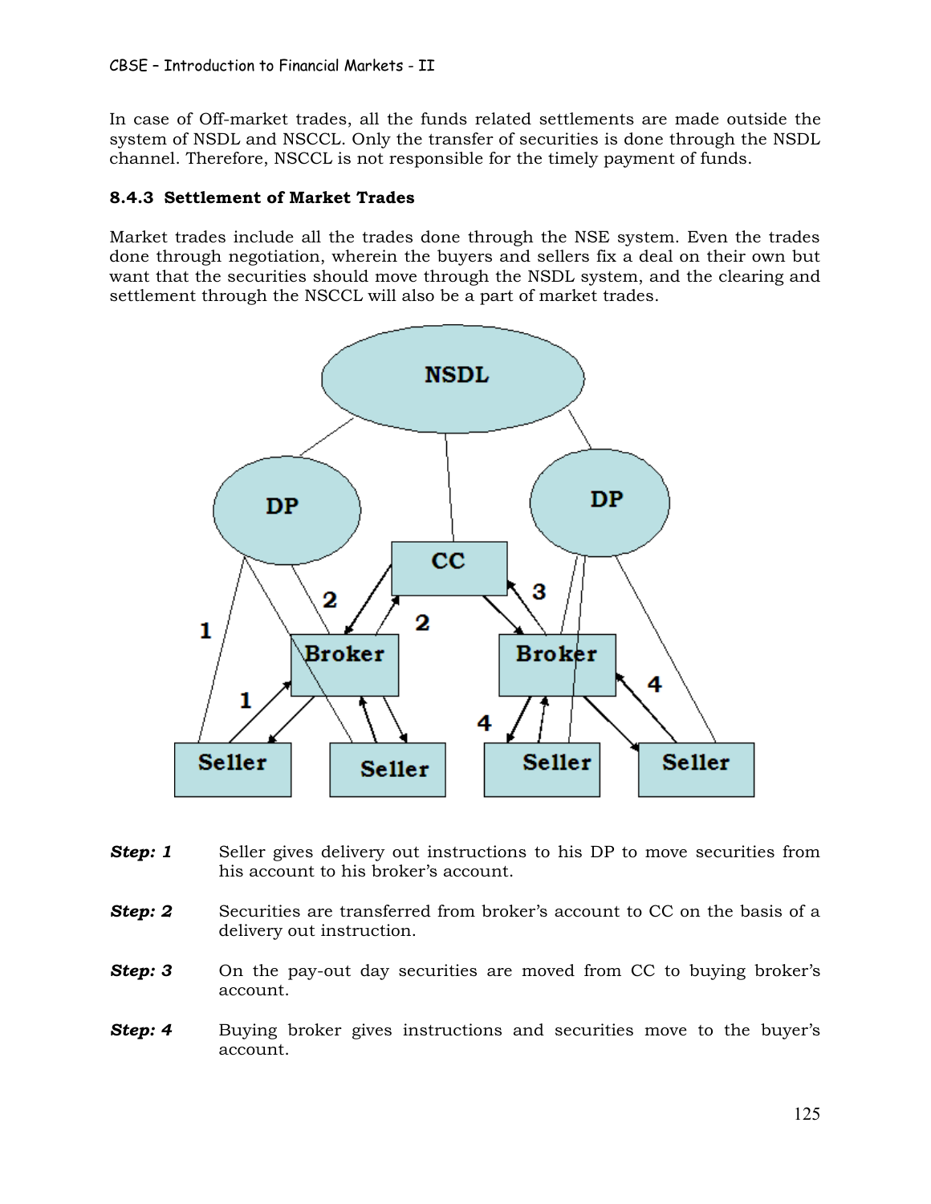In case of Off-market trades, all the funds related settlements are made outside the system of NSDL and NSCCL. Only the transfer of securities is done through the NSDL channel. Therefore, NSCCL is not responsible for the timely payment of funds.

### 8.4.3 Settlement of Market Trades

Market trades include all the trades done through the NSE system. Even the trades done through negotiation, wherein the buyers and sellers fix a deal on their own but want that the securities should move through the NSDL system, and the clearing and settlement through the NSCCL will also be a part of market trades.

***Step: 1*** Seller gives delivery out instructions to his DP to move securities from his account to his broker's account.

***Step: 2*** Securities are transferred from broker's account to CC on the basis of a delivery out instruction.

***Step: 3*** On the pay-out day securities are moved from CC to buying broker's account.

***Step: 4*** Buying broker gives instructions and securities move to the buyer's account.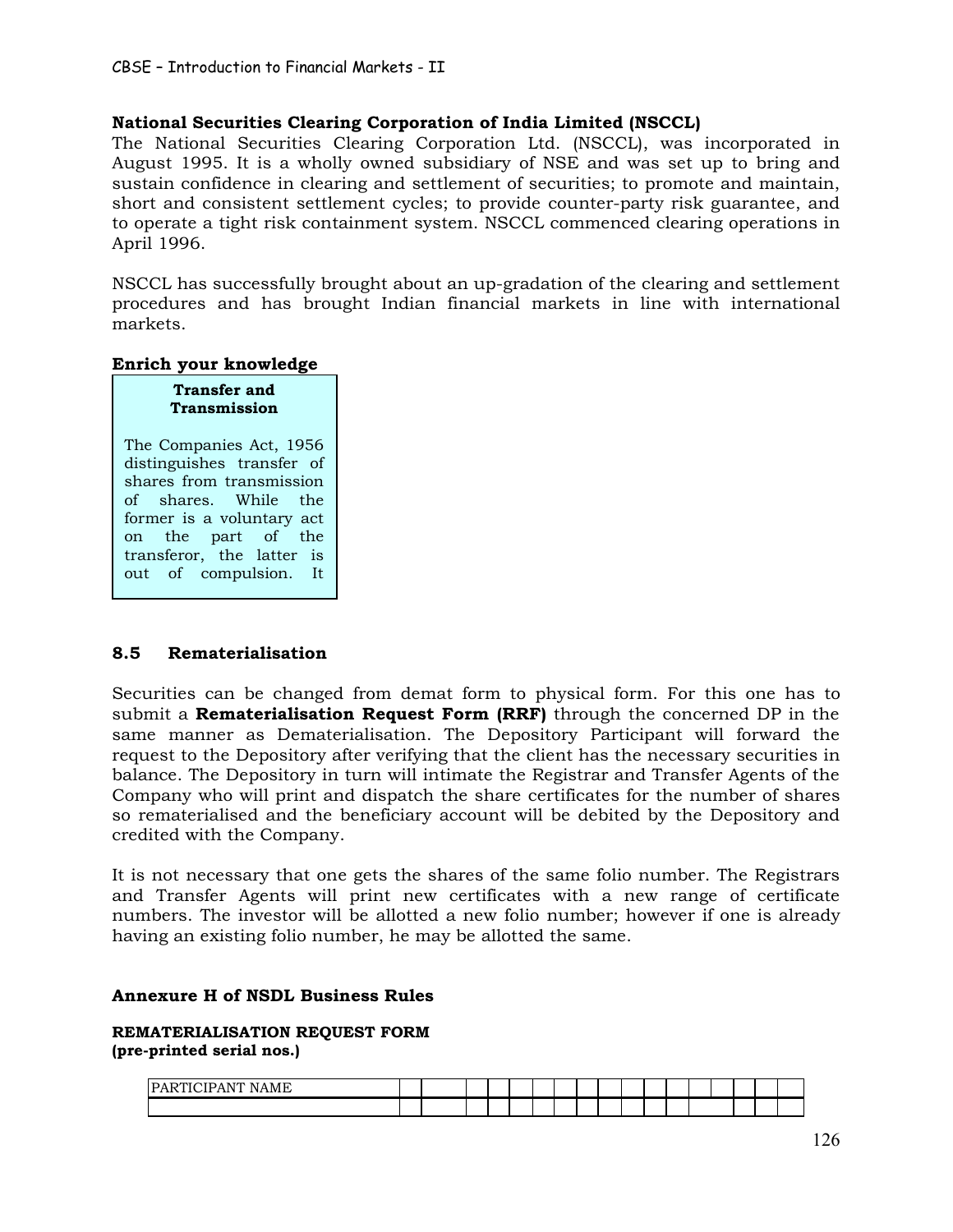**National Securities Clearing Corporation of India Limited (NSCCL)**

The National Securities Clearing Corporation Ltd. (NSCCL), was incorporated in August 1995. It is a wholly owned subsidiary of NSE and was set up to bring and sustain confidence in clearing and settlement of securities; to promote and maintain, short and consistent settlement cycles; to provide counter-party risk guarantee, and to operate a tight risk containment system. NSCCL commenced clearing operations in April 1996.

NSCCL has successfully brought about an up-gradation of the clearing and settlement procedures and has brought Indian financial markets in line with international markets.

**Enrich your knowledge**

> **Transfer and Transmission**
>
> The Companies Act, 1956 distinguishes transfer of shares from transmission of shares. While the former is a voluntary act on the part of the transferor, the latter is out of compulsion. It

## 8.5 Rematerialisation

Securities can be changed from demat form to physical form. For this one has to submit a **Rematerialisation Request Form (RRF)** through the concerned DP in the same manner as Dematerialisation. The Depository Participant will forward the request to the Depository after verifying that the client has the necessary securities in balance. The Depository in turn will intimate the Registrar and Transfer Agents of the Company who will print and dispatch the share certificates for the number of shares so rematerialised and the beneficiary account will be debited by the Depository and credited with the Company.

It is not necessary that one gets the shares of the same folio number. The Registrars and Transfer Agents will print new certificates with a new range of certificate numbers. The investor will be allotted a new folio number; however if one is already having an existing folio number, he may be allotted the same.

**Annexure H of NSDL Business Rules**

**REMATERIALISATION REQUEST FORM**
**(pre-printed serial nos.)**

| PARTICIPANT NAME | | | | | | | | | | | | | | | | | | |
|---|---|---|---|---|---|---|---|---|---|---|---|---|---|---|---|---|---|---|
| | | | | | | | | | | | | | | | | | | |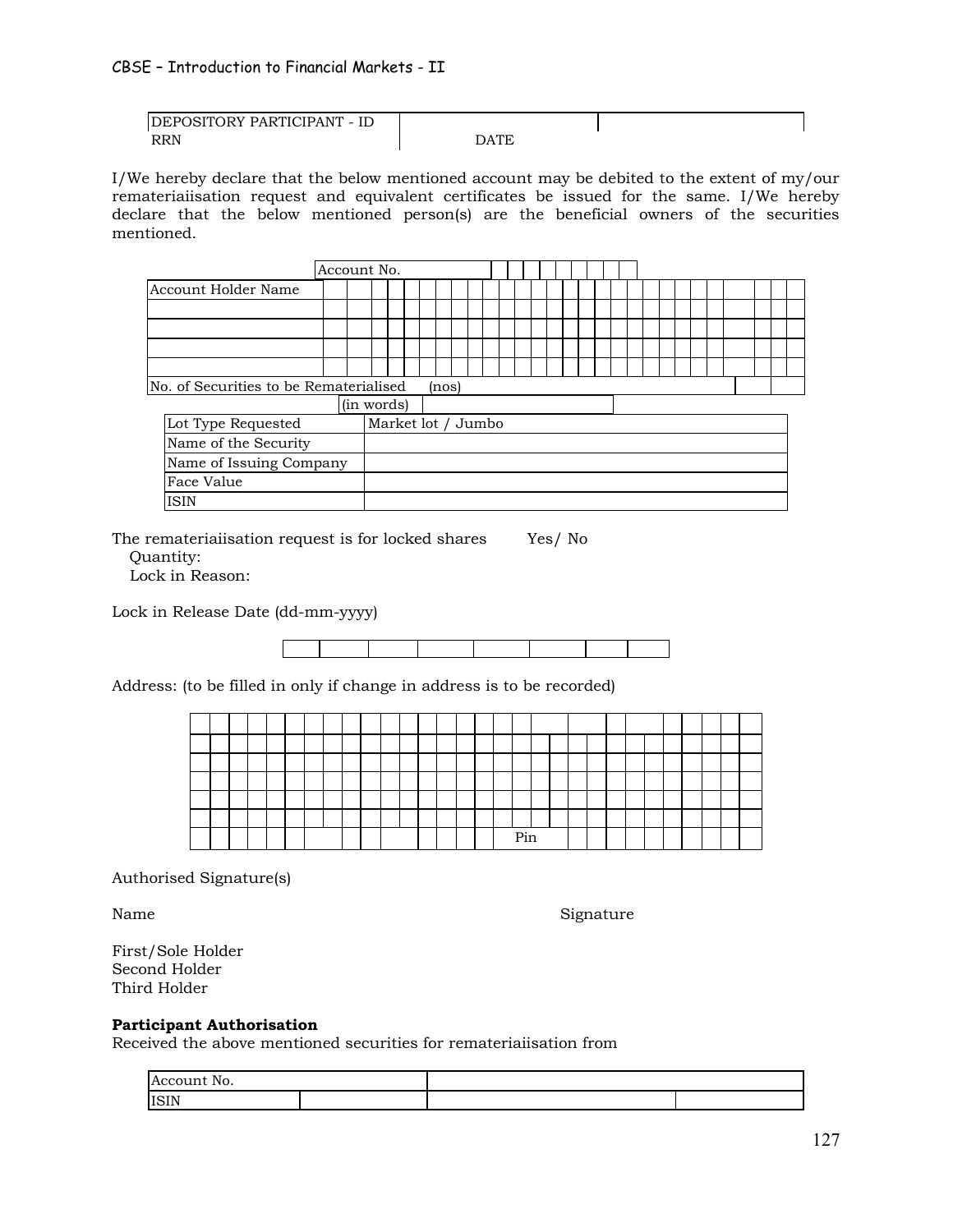| DEPOSITORY PARTICIPANT - ID | | |
|---|---|---|
| RRN | DATE | |

I/We hereby declare that the below mentioned account may be debited to the extent of my/our rematerialisation request and equivalent certificates be issued for the same. I/We hereby declare that the below mentioned person(s) are the beneficial owners of the securities mentioned.

| Account No. | |
|---|---|
| Account Holder Name | |
| | |
| | |
| | |
| | |
| No. of Securities to be Rematerialised (nos) | |
| (in words) | |

| Lot Type Requested | Market lot / Jumbo |
|---|---|
| Name of the Security | |
| Name of Issuing Company | |
| Face Value | |
| ISIN | |

The rematerialisation request is for locked shares Yes/ No

Quantity:

Lock in Reason:

Lock in Release Date (dd-mm-yyyy)

Address: (to be filled in only if change in address is to be recorded)

Pin

Authorised Signature(s)

| Name | Signature |
|---|---|
| First/Sole Holder | |
| Second Holder | |
| Third Holder | |

**Participant Authorisation**

Received the above mentioned securities for rematerialisation from

| Account No. | | | |
|---|---|---|---|
| ISIN | | | |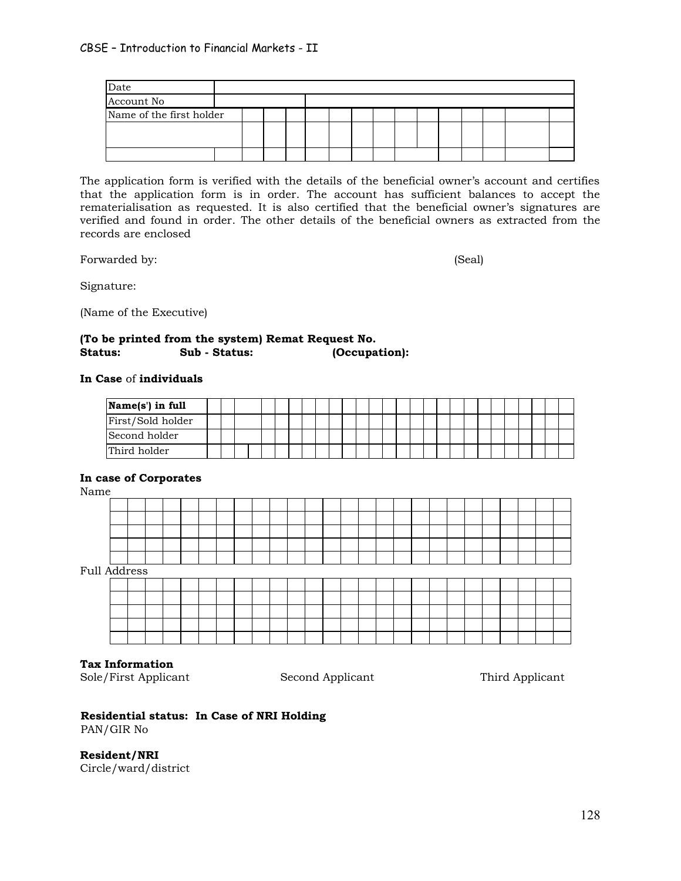| Date | |
|---|---|
| Account No | |
| Name of the first holder | |
| | |
| | |

The application form is verified with the details of the beneficial owner's account and certifies that the application form is in order. The account has sufficient balances to accept the rematerialisation as requested. It is also certified that the beneficial owner's signatures are verified and found in order. The other details of the beneficial owners as extracted from the records are enclosed

Forwarded by: (Seal)

Signature:

(Name of the Executive)

**(To be printed from the system) Remat Request No.**
**Status: Sub - Status: (Occupation):**

**In Case** of **individuals**

| **Name(s') in full** | |
|---|---|
| First/Sold holder | |
| Second holder | |
| Third holder | |

**In case of Corporates**

Name

| |
|---|
| |
| |
| |
| |

Full Address

| |
|---|
| |
| |
| |
| |

**Tax Information**

Sole/First Applicant Second Applicant Third Applicant

**Residential status: In Case of NRI Holding**

PAN/GIR No

**Resident/NRI**

Circle/ward/district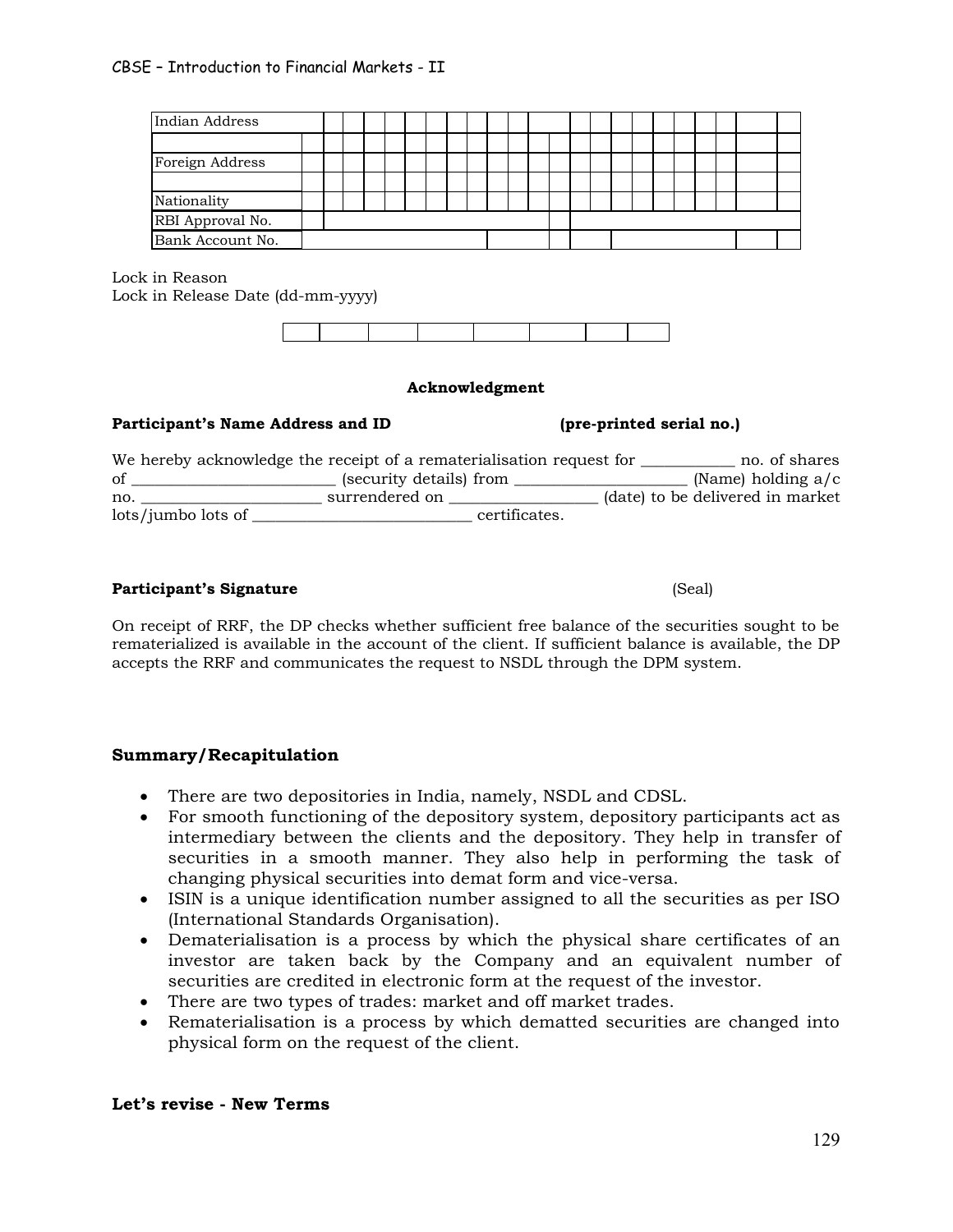| Indian Address | | | | | | | | | | | | | | | | | | | | | | | |
|---|---|---|---|---|---|---|---|---|---|---|---|---|---|---|---|---|---|---|---|---|---|---|---|
| | | | | | | | | | | | | | | | | | | | | | | | |
| Foreign Address | | | | | | | | | | | | | | | | | | | | | | | |
| | | | | | | | | | | | | | | | | | | | | | | | |
| Nationality | | | | | | | | | | | | | | | | | | | | | | | |
| RBI Approval No. | | | | | | | | | | | | | | | | | | | | | | | |
| Bank Account No. | | | | | | | | | | | | | | | | | | | | | | | |

Lock in Reason
Lock in Release Date (dd-mm-yyyy)

| | | | | | | | |
|---|---|---|---|---|---|---|---|

**Acknowledgment**

**Participant's Name Address and ID** **(pre-printed serial no.)**

We hereby acknowledge the receipt of a rematerialisation request for ____________ no. of shares of __________________________ (security details) from ______________________ (Name) holding a/c no. ________________________ surrendered on ___________________ (date) to be delivered in market lots/jumbo lots of ____________________________ certificates.

**Participant's Signature** (Seal)

On receipt of RRF, the DP checks whether sufficient free balance of the securities sought to be rematerialized is available in the account of the client. If sufficient balance is available, the DP accepts the RRF and communicates the request to NSDL through the DPM system.

### Summary/Recapitulation

- There are two depositories in India, namely, NSDL and CDSL.
- For smooth functioning of the depository system, depository participants act as intermediary between the clients and the depository. They help in transfer of securities in a smooth manner. They also help in performing the task of changing physical securities into demat form and vice-versa.
- ISIN is a unique identification number assigned to all the securities as per ISO (International Standards Organisation).
- Dematerialisation is a process by which the physical share certificates of an investor are taken back by the Company and an equivalent number of securities are credited in electronic form at the request of the investor.
- There are two types of trades: market and off market trades.
- Rematerialisation is a process by which dematted securities are changed into physical form on the request of the client.

### Let's revise - New Terms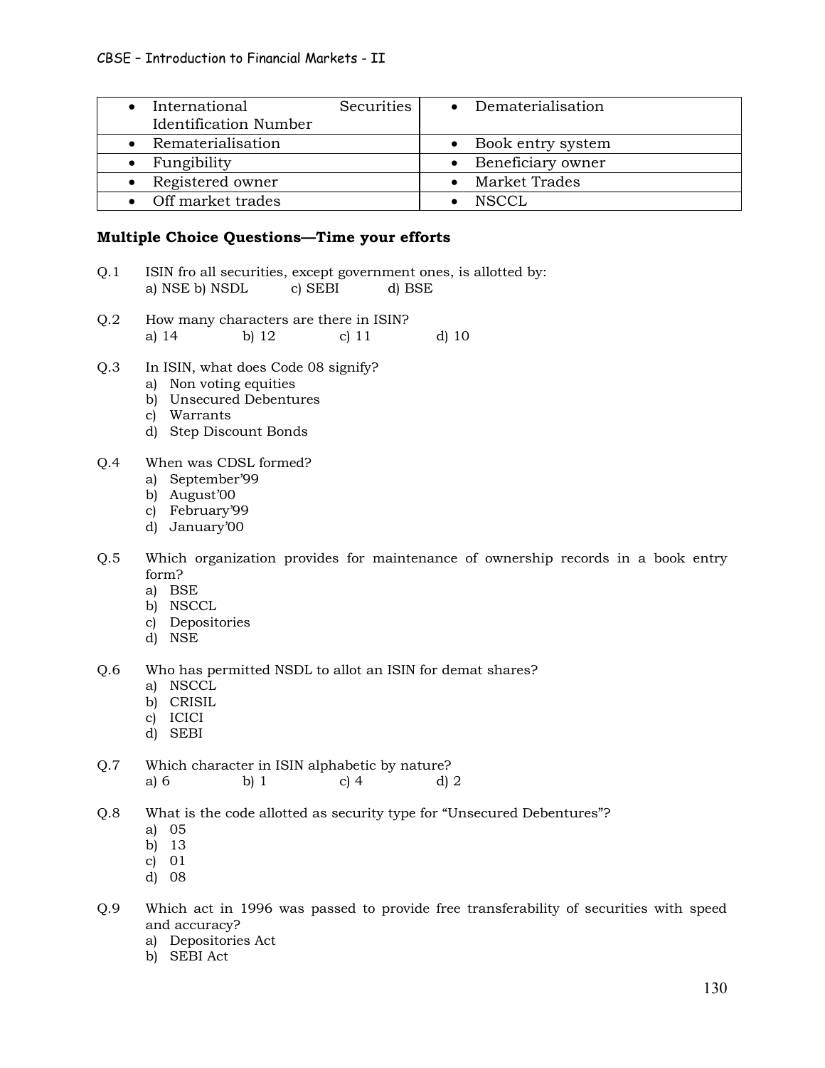| • International Securities Identification Number | • Dematerialisation |
|---|---|
| • Rematerialisation | • Book entry system |
| • Fungibility | • Beneficiary owner |
| • Registered owner | • Market Trades |
| • Off market trades | • NSCCL |

**Multiple Choice Questions—Time your efforts**

Q.1 ISIN fro all securities, except government ones, is allotted by:
a) NSE b) NSDL c) SEBI d) BSE

Q.2 How many characters are there in ISIN?
a) 14 b) 12 c) 11 d) 10

Q.3 In ISIN, what does Code 08 signify?
a) Non voting equities
b) Unsecured Debentures
c) Warrants
d) Step Discount Bonds

Q.4 When was CDSL formed?
a) September'99
b) August'00
c) February'99
d) January'00

Q.5 Which organization provides for maintenance of ownership records in a book entry form?
a) BSE
b) NSCCL
c) Depositories
d) NSE

Q.6 Who has permitted NSDL to allot an ISIN for demat shares?
a) NSCCL
b) CRISIL
c) ICICI
d) SEBI

Q.7 Which character in ISIN alphabetic by nature?
a) 6 b) 1 c) 4 d) 2

Q.8 What is the code allotted as security type for "Unsecured Debentures"?
a) 05
b) 13
c) 01
d) 08

Q.9 Which act in 1996 was passed to provide free transferability of securities with speed and accuracy?
a) Depositories Act
b) SEBI Act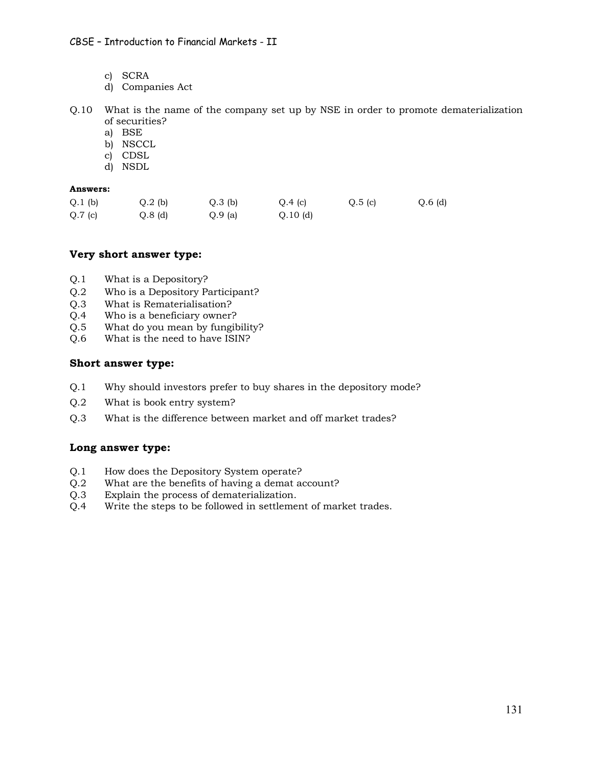c) SCRA
d) Companies Act

Q.10 What is the name of the company set up by NSE in order to promote dematerialization of securities?
a) BSE
b) NSCCL
c) CDSL
d) NSDL

**Answers:**

| | | | | | |
|---|---|---|---|---|---|
| Q.1 (b) | Q.2 (b) | Q.3 (b) | Q.4 (c) | Q.5 (c) | Q.6 (d) |
| Q.7 (c) | Q.8 (d) | Q.9 (a) | Q.10 (d) | | |

### Very short answer type:

Q.1 What is a Depository?
Q.2 Who is a Depository Participant?
Q.3 What is Rematerialisation?
Q.4 Who is a beneficiary owner?
Q.5 What do you mean by fungibility?
Q.6 What is the need to have ISIN?

### Short answer type:

Q.1 Why should investors prefer to buy shares in the depository mode?

Q.2 What is book entry system?

Q.3 What is the difference between market and off market trades?

### Long answer type:

Q.1 How does the Depository System operate?
Q.2 What are the benefits of having a demat account?
Q.3 Explain the process of dematerialization.
Q.4 Write the steps to be followed in settlement of market trades.